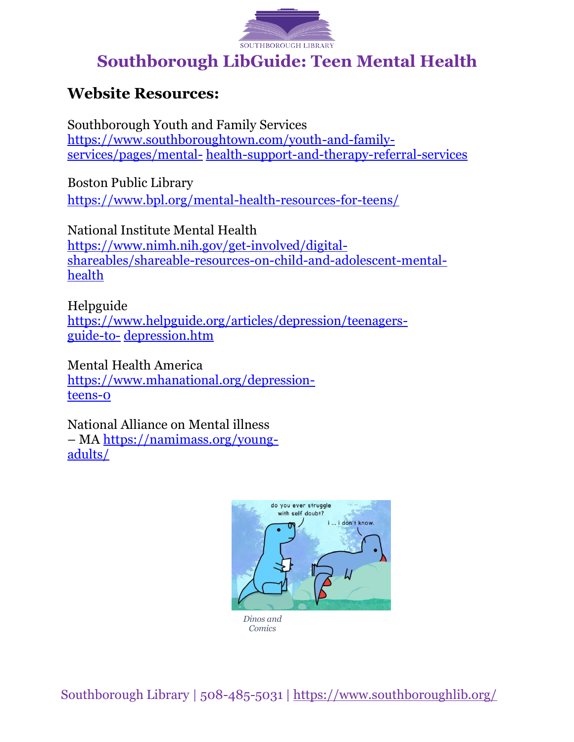# Southborough LibGuide: Teen Mental Health

## Website Resources:

Southborough Youth and Family Services
https://www.southboroughtown.com/youth-and-family-services/pages/mental-health-support-and-therapy-referral-services

Boston Public Library
https://www.bpl.org/mental-health-resources-for-teens/

National Institute Mental Health
https://www.nimh.nih.gov/get-involved/digital-shareables/shareable-resources-on-child-and-adolescent-mental-health

Helpguide
https://www.helpguide.org/articles/depression/teenagers-guide-to-depression.htm

Mental Health America
https://www.mhanational.org/depression-teens-0

National Alliance on Mental illness – MA https://namimass.org/young-adults/

*Dinos and Comics*

Southborough Library | 508-485-5031 | https://www.southboroughlib.org/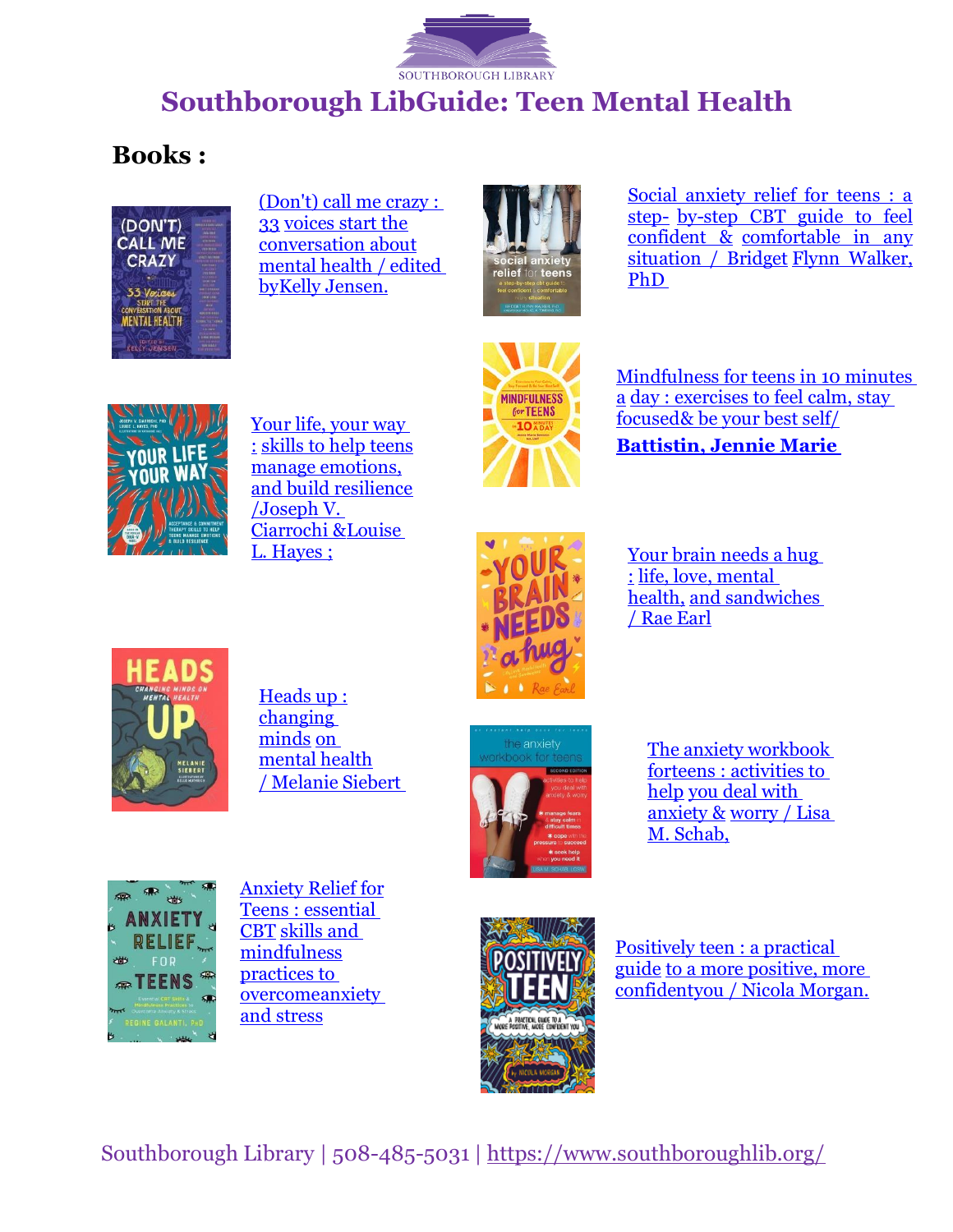# Southborough LibGuide: Teen Mental Health

## Books :

[(Don't) call me crazy : 33 voices start the conversation about mental health / edited byKelly Jensen.]

[Your life, your way : skills to help teens manage emotions, and build resilience /Joseph V. Ciarrochi &Louise L. Hayes ;]

[Heads up : changing minds on mental health / Melanie Siebert]

[Anxiety Relief for Teens : essential CBT skills and mindfulness practices to overcomeanxiety and stress]

[Social anxiety relief for teens : a step- by-step CBT guide to feel confident & comfortable in any situation / Bridget Flynn Walker, PhD]

[Mindfulness for teens in 10 minutes a day : exercises to feel calm, stay focused& be your best self/ **Battistin, Jennie Marie**]

[Your brain needs a hug : life, love, mental health, and sandwiches / Rae Earl]

[The anxiety workbook forteens : activities to help you deal with anxiety & worry / Lisa M. Schab,]

[Positively teen : a practical guide to a more positive, more confidentyou / Nicola Morgan.]

Southborough Library | 508-485-5031 | https://www.southboroughlib.org/